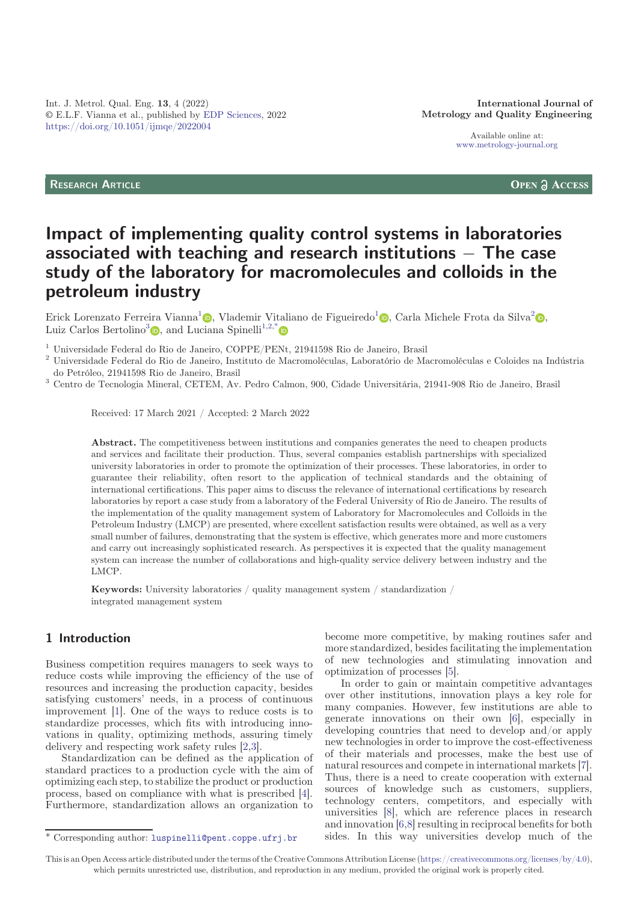RESEARCH ARTICLE

OPEN ACCESS

# Impact of implementing quality control systems in laboratories associated with teaching and research institutions – The case study of the laboratory for macromolecules and colloids in the petroleum industry

Erick Lorenzato Ferreira Vianna[1], Vlademir Vitaliano de Figueiredo[1], Carla Michele Frota da Silva[2], Luiz Carlos Bertolino[3], and Luciana Spinelli[1,2,*]

[1] Universidade Federal do Rio de Janeiro, COPPE/PENt, 21941598 Rio de Janeiro, Brasil
[2] Universidade Federal do Rio de Janeiro, Instituto de Macromoléculas, Laboratório de Macromoléculas e Coloides na Indústria do Petróleo, 21941598 Rio de Janeiro, Brasil
[3] Centro de Tecnologia Mineral, CETEM, Av. Pedro Calmon, 900, Cidade Universitária, 21941-908 Rio de Janeiro, Brasil

Received: 17 March 2021 / Accepted: 2 March 2022

**Abstract.** The competitiveness between institutions and companies generates the need to cheapen products and services and facilitate their production. Thus, several companies establish partnerships with specialized university laboratories in order to promote the optimization of their processes. These laboratories, in order to guarantee their reliability, often resort to the application of technical standards and the obtaining of international certifications. This paper aims to discuss the relevance of international certifications by research laboratories by report a case study from a laboratory of the Federal University of Rio de Janeiro. The results of the implementation of the quality management system of Laboratory for Macromolecules and Colloids in the Petroleum Industry (LMCP) are presented, where excellent satisfaction results were obtained, as well as a very small number of failures, demonstrating that the system is effective, which generates more and more customers and carry out increasingly sophisticated research. As perspectives it is expected that the quality management system can increase the number of collaborations and high-quality service delivery between industry and the LMCP.

**Keywords:** University laboratories / quality management system / standardization / integrated management system

## 1 Introduction

Business competition requires managers to seek ways to reduce costs while improving the efficiency of the use of resources and increasing the production capacity, besides satisfying customers' needs, in a process of continuous improvement [1]. One of the ways to reduce costs is to standardize processes, which fits with introducing innovations in quality, optimizing methods, assuring timely delivery and respecting work safety rules [2,3].

Standardization can be defined as the application of standard practices to a production cycle with the aim of optimizing each step, to stabilize the product or production process, based on compliance with what is prescribed [4]. Furthermore, standardization allows an organization to become more competitive, by making routines safer and more standardized, besides facilitating the implementation of new technologies and stimulating innovation and optimization of processes [5].

In order to gain or maintain competitive advantages over other institutions, innovation plays a key role for many companies. However, few institutions are able to generate innovations on their own [6], especially in developing countries that need to develop and/or apply new technologies in order to improve the cost-effectiveness of their materials and processes, make the best use of natural resources and compete in international markets [7]. Thus, there is a need to create cooperation with external sources of knowledge such as customers, suppliers, technology centers, competitors, and especially with universities [8], which are reference places in research and innovation [6,8] resulting in reciprocal benefits for both sides. In this way universities develop much of the

* Corresponding author: luspinelli@pent.coppe.ufrj.br

This is an Open Access article distributed under the terms of the Creative Commons Attribution License (https://creativecommons.org/licenses/by/4.0), which permits unrestricted use, distribution, and reproduction in any medium, provided the original work is properly cited.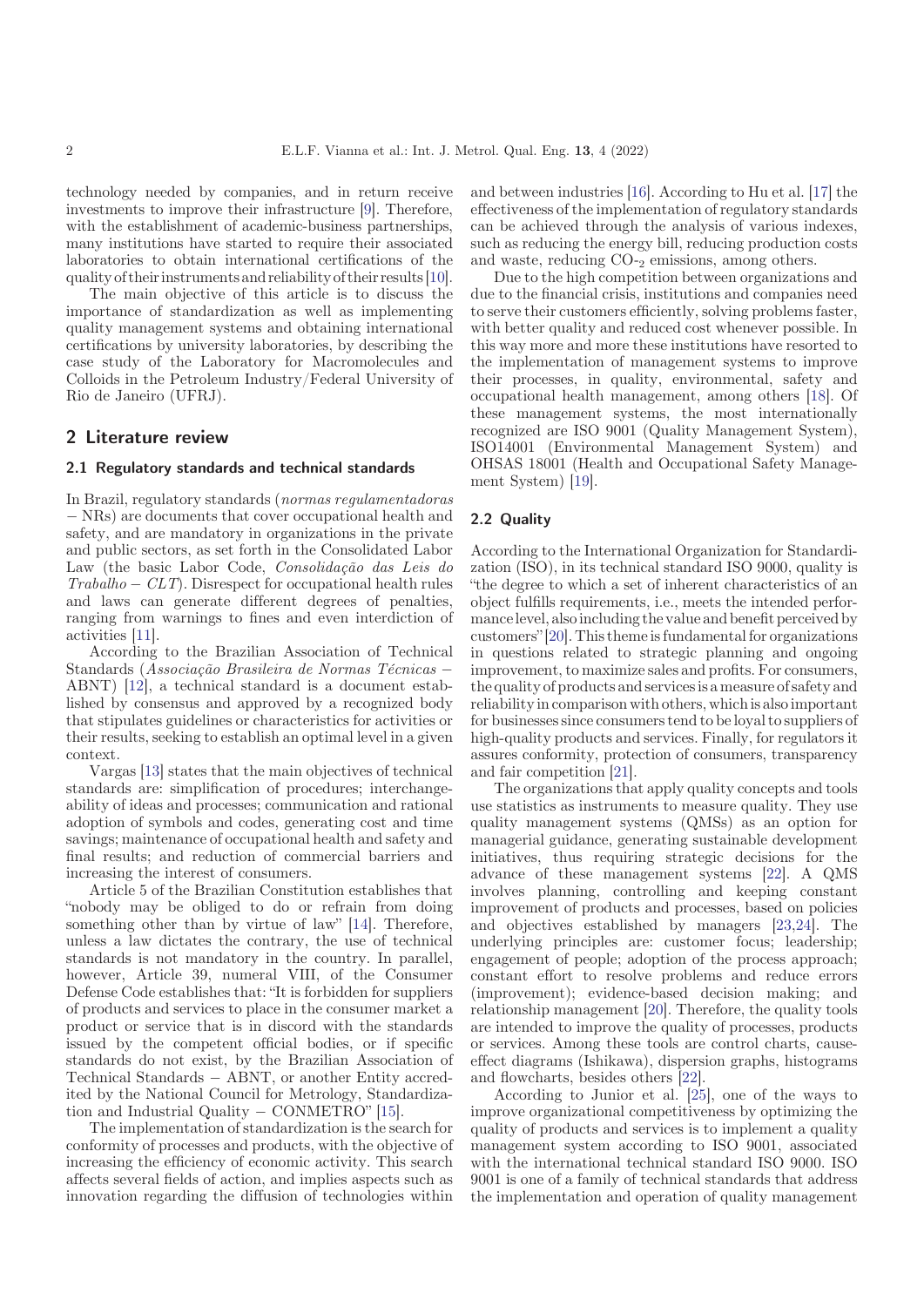technology needed by companies, and in return receive investments to improve their infrastructure [9]. Therefore, with the establishment of academic-business partnerships, many institutions have started to require their associated laboratories to obtain international certifications of the quality of their instruments and reliability of their results [10].

The main objective of this article is to discuss the importance of standardization as well as implementing quality management systems and obtaining international certifications by university laboratories, by describing the case study of the Laboratory for Macromolecules and Colloids in the Petroleum Industry/Federal University of Rio de Janeiro (UFRJ).

## 2 Literature review

### 2.1 Regulatory standards and technical standards

In Brazil, regulatory standards (*normas regulamentadoras* − NRs) are documents that cover occupational health and safety, and are mandatory in organizations in the private and public sectors, as set forth in the Consolidated Labor Law (the basic Labor Code, *Consolidação das Leis do Trabalho* − *CLT*). Disrespect for occupational health rules and laws can generate different degrees of penalties, ranging from warnings to fines and even interdiction of activities [11].

According to the Brazilian Association of Technical Standards (*Associação Brasileira de Normas Técnicas* − ABNT) [12], a technical standard is a document established by consensus and approved by a recognized body that stipulates guidelines or characteristics for activities or their results, seeking to establish an optimal level in a given context.

Vargas [13] states that the main objectives of technical standards are: simplification of procedures; interchangeability of ideas and processes; communication and rational adoption of symbols and codes, generating cost and time savings; maintenance of occupational health and safety and final results; and reduction of commercial barriers and increasing the interest of consumers.

Article 5 of the Brazilian Constitution establishes that "nobody may be obliged to do or refrain from doing something other than by virtue of law" [14]. Therefore, unless a law dictates the contrary, the use of technical standards is not mandatory in the country. In parallel, however, Article 39, numeral VIII, of the Consumer Defense Code establishes that: "It is forbidden for suppliers of products and services to place in the consumer market a product or service that is in discord with the standards issued by the competent official bodies, or if specific standards do not exist, by the Brazilian Association of Technical Standards − ABNT, or another Entity accredited by the National Council for Metrology, Standardization and Industrial Quality − CONMETRO" [15].

The implementation of standardization is the search for conformity of processes and products, with the objective of increasing the efficiency of economic activity. This search affects several fields of action, and implies aspects such as innovation regarding the diffusion of technologies within and between industries [16]. According to Hu et al. [17] the effectiveness of the implementation of regulatory standards can be achieved through the analysis of various indexes, such as reducing the energy bill, reducing production costs and waste, reducing $CO_2$ emissions, among others.

Due to the high competition between organizations and due to the financial crisis, institutions and companies need to serve their customers efficiently, solving problems faster, with better quality and reduced cost whenever possible. In this way more and more these institutions have resorted to the implementation of management systems to improve their processes, in quality, environmental, safety and occupational health management, among others [18]. Of these management systems, the most internationally recognized are ISO 9001 (Quality Management System), ISO14001 (Environmental Management System) and OHSAS 18001 (Health and Occupational Safety Management System) [19].

### 2.2 Quality

According to the International Organization for Standardization (ISO), in its technical standard ISO 9000, quality is "the degree to which a set of inherent characteristics of an object fulfills requirements, i.e., meets the intended performance level, also including the value and benefit perceived by customers" [20]. This theme is fundamental for organizations in questions related to strategic planning and ongoing improvement, to maximize sales and profits. For consumers, the quality of products and services is a measure of safety and reliability in comparison with others, which is also important for businesses since consumers tend to be loyal to suppliers of high-quality products and services. Finally, for regulators it assures conformity, protection of consumers, transparency and fair competition [21].

The organizations that apply quality concepts and tools use statistics as instruments to measure quality. They use quality management systems (QMSs) as an option for managerial guidance, generating sustainable development initiatives, thus requiring strategic decisions for the advance of these management systems [22]. A QMS involves planning, controlling and keeping constant improvement of products and processes, based on policies and objectives established by managers [23,24]. The underlying principles are: customer focus; leadership; engagement of people; adoption of the process approach; constant effort to resolve problems and reduce errors (improvement); evidence-based decision making; and relationship management [20]. Therefore, the quality tools are intended to improve the quality of processes, products or services. Among these tools are control charts, cause-effect diagrams (Ishikawa), dispersion graphs, histograms and flowcharts, besides others [22].

According to Junior et al. [25], one of the ways to improve organizational competitiveness by optimizing the quality of products and services is to implement a quality management system according to ISO 9001, associated with the international technical standard ISO 9000. ISO 9001 is one of a family of technical standards that address the implementation and operation of quality management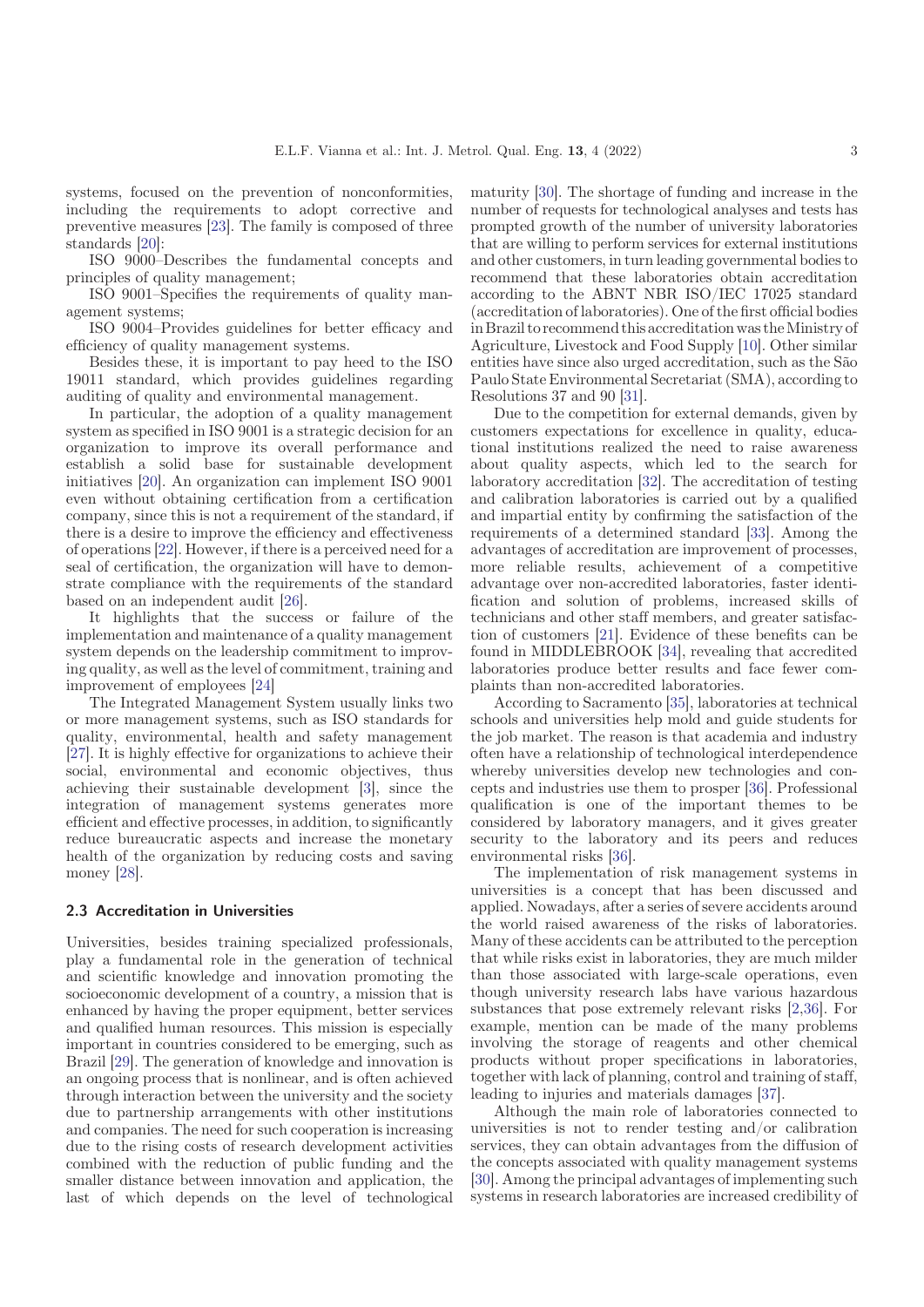systems, focused on the prevention of nonconformities, including the requirements to adopt corrective and preventive measures [23]. The family is composed of three standards [20]:

ISO 9000–Describes the fundamental concepts and principles of quality management;

ISO 9001–Specifies the requirements of quality management systems;

ISO 9004–Provides guidelines for better efficacy and efficiency of quality management systems.

Besides these, it is important to pay heed to the ISO 19011 standard, which provides guidelines regarding auditing of quality and environmental management.

In particular, the adoption of a quality management system as specified in ISO 9001 is a strategic decision for an organization to improve its overall performance and establish a solid base for sustainable development initiatives [20]. An organization can implement ISO 9001 even without obtaining certification from a certification company, since this is not a requirement of the standard, if there is a desire to improve the efficiency and effectiveness of operations [22]. However, if there is a perceived need for a seal of certification, the organization will have to demonstrate compliance with the requirements of the standard based on an independent audit [26].

It highlights that the success or failure of the implementation and maintenance of a quality management system depends on the leadership commitment to improving quality, as well as the level of commitment, training and improvement of employees [24]

The Integrated Management System usually links two or more management systems, such as ISO standards for quality, environmental, health and safety management [27]. It is highly effective for organizations to achieve their social, environmental and economic objectives, thus achieving their sustainable development [3], since the integration of management systems generates more efficient and effective processes, in addition, to significantly reduce bureaucratic aspects and increase the monetary health of the organization by reducing costs and saving money [28].

### 2.3 Accreditation in Universities

Universities, besides training specialized professionals, play a fundamental role in the generation of technical and scientific knowledge and innovation promoting the socioeconomic development of a country, a mission that is enhanced by having the proper equipment, better services and qualified human resources. This mission is especially important in countries considered to be emerging, such as Brazil [29]. The generation of knowledge and innovation is an ongoing process that is nonlinear, and is often achieved through interaction between the university and the society due to partnership arrangements with other institutions and companies. The need for such cooperation is increasing due to the rising costs of research development activities combined with the reduction of public funding and the smaller distance between innovation and application, the last of which depends on the level of technological maturity [30]. The shortage of funding and increase in the number of requests for technological analyses and tests has prompted growth of the number of university laboratories that are willing to perform services for external institutions and other customers, in turn leading governmental bodies to recommend that these laboratories obtain accreditation according to the ABNT NBR ISO/IEC 17025 standard (accreditation of laboratories). One of the first official bodies in Brazil to recommend this accreditation was the Ministry of Agriculture, Livestock and Food Supply [10]. Other similar entities have since also urged accreditation, such as the São Paulo State Environmental Secretariat (SMA), according to Resolutions 37 and 90 [31].

Due to the competition for external demands, given by customers expectations for excellence in quality, educational institutions realized the need to raise awareness about quality aspects, which led to the search for laboratory accreditation [32]. The accreditation of testing and calibration laboratories is carried out by a qualified and impartial entity by confirming the satisfaction of the requirements of a determined standard [33]. Among the advantages of accreditation are improvement of processes, more reliable results, achievement of a competitive advantage over non-accredited laboratories, faster identification and solution of problems, increased skills of technicians and other staff members, and greater satisfaction of customers [21]. Evidence of these benefits can be found in MIDDLEBROOK [34], revealing that accredited laboratories produce better results and face fewer complaints than non-accredited laboratories.

According to Sacramento [35], laboratories at technical schools and universities help mold and guide students for the job market. The reason is that academia and industry often have a relationship of technological interdependence whereby universities develop new technologies and concepts and industries use them to prosper [36]. Professional qualification is one of the important themes to be considered by laboratory managers, and it gives greater security to the laboratory and its peers and reduces environmental risks [36].

The implementation of risk management systems in universities is a concept that has been discussed and applied. Nowadays, after a series of severe accidents around the world raised awareness of the risks of laboratories. Many of these accidents can be attributed to the perception that while risks exist in laboratories, they are much milder than those associated with large-scale operations, even though university research labs have various hazardous substances that pose extremely relevant risks [2,36]. For example, mention can be made of the many problems involving the storage of reagents and other chemical products without proper specifications in laboratories, together with lack of planning, control and training of staff, leading to injuries and materials damages [37].

Although the main role of laboratories connected to universities is not to render testing and/or calibration services, they can obtain advantages from the diffusion of the concepts associated with quality management systems [30]. Among the principal advantages of implementing such systems in research laboratories are increased credibility of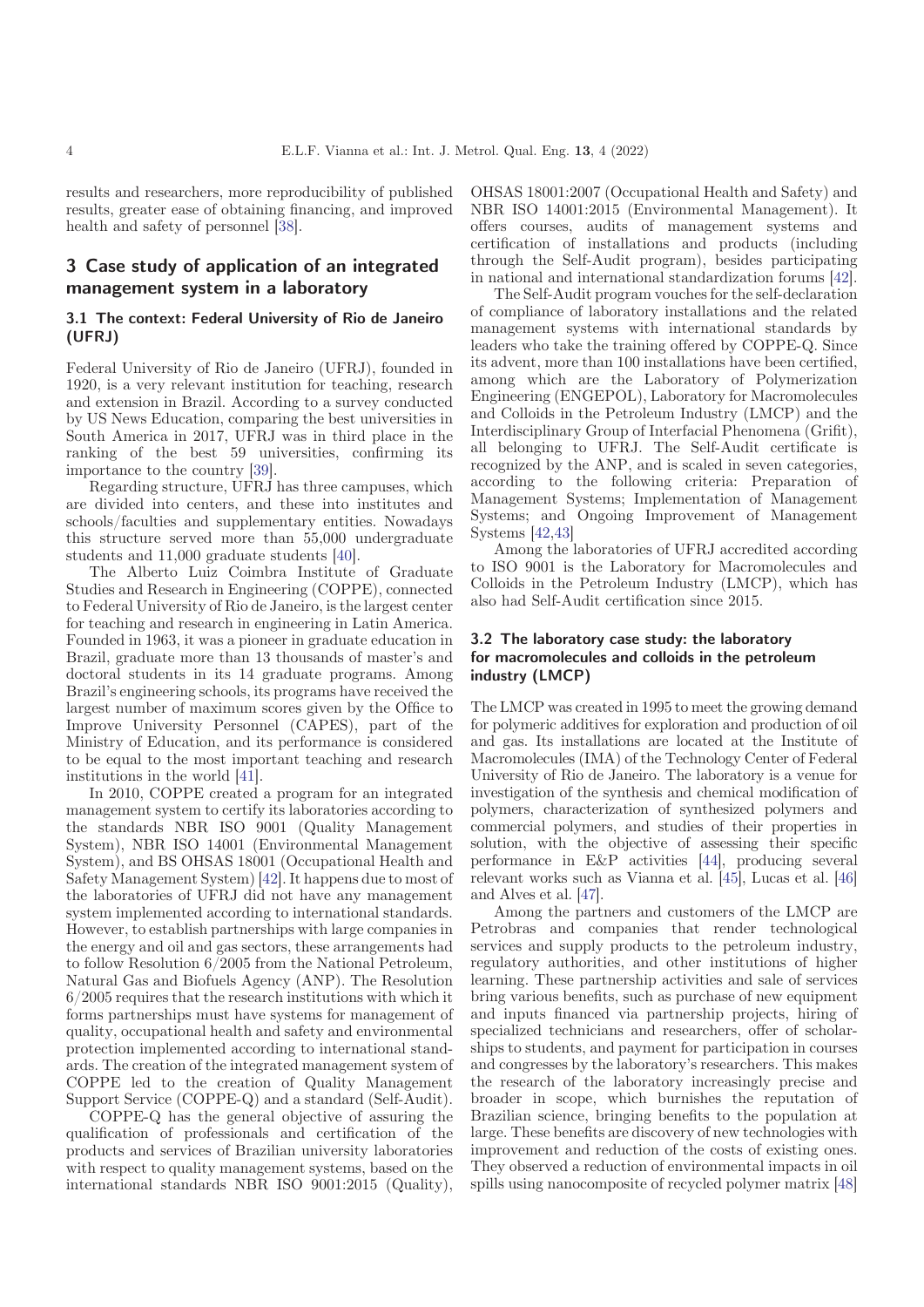results and researchers, more reproducibility of published results, greater ease of obtaining financing, and improved health and safety of personnel [38].

## 3 Case study of application of an integrated management system in a laboratory

### 3.1 The context: Federal University of Rio de Janeiro (UFRJ)

Federal University of Rio de Janeiro (UFRJ), founded in 1920, is a very relevant institution for teaching, research and extension in Brazil. According to a survey conducted by US News Education, comparing the best universities in South America in 2017, UFRJ was in third place in the ranking of the best 59 universities, confirming its importance to the country [39].

Regarding structure, UFRJ has three campuses, which are divided into centers, and these into institutes and schools/faculties and supplementary entities. Nowadays this structure served more than 55,000 undergraduate students and 11,000 graduate students [40].

The Alberto Luiz Coimbra Institute of Graduate Studies and Research in Engineering (COPPE), connected to Federal University of Rio de Janeiro, is the largest center for teaching and research in engineering in Latin America. Founded in 1963, it was a pioneer in graduate education in Brazil, graduate more than 13 thousands of master's and doctoral students in its 14 graduate programs. Among Brazil's engineering schools, its programs have received the largest number of maximum scores given by the Office to Improve University Personnel (CAPES), part of the Ministry of Education, and its performance is considered to be equal to the most important teaching and research institutions in the world [41].

In 2010, COPPE created a program for an integrated management system to certify its laboratories according to the standards NBR ISO 9001 (Quality Management System), NBR ISO 14001 (Environmental Management System), and BS OHSAS 18001 (Occupational Health and Safety Management System) [42]. It happens due to most of the laboratories of UFRJ did not have any management system implemented according to international standards. However, to establish partnerships with large companies in the energy and oil and gas sectors, these arrangements had to follow Resolution 6/2005 from the National Petroleum, Natural Gas and Biofuels Agency (ANP). The Resolution 6/2005 requires that the research institutions with which it forms partnerships must have systems for management of quality, occupational health and safety and environmental protection implemented according to international standards. The creation of the integrated management system of COPPE led to the creation of Quality Management Support Service (COPPE-Q) and a standard (Self-Audit).

COPPE-Q has the general objective of assuring the qualification of professionals and certification of the products and services of Brazilian university laboratories with respect to quality management systems, based on the international standards NBR ISO 9001:2015 (Quality), OHSAS 18001:2007 (Occupational Health and Safety) and NBR ISO 14001:2015 (Environmental Management). It offers courses, audits of management systems and certification of installations and products (including through the Self-Audit program), besides participating in national and international standardization forums [42].

The Self-Audit program vouches for the self-declaration of compliance of laboratory installations and the related management systems with international standards by leaders who take the training offered by COPPE-Q. Since its advent, more than 100 installations have been certified, among which are the Laboratory of Polymerization Engineering (ENGEPOL), Laboratory for Macromolecules and Colloids in the Petroleum Industry (LMCP) and the Interdisciplinary Group of Interfacial Phenomena (Grifit), all belonging to UFRJ. The Self-Audit certificate is recognized by the ANP, and is scaled in seven categories, according to the following criteria: Preparation of Management Systems; Implementation of Management Systems; and Ongoing Improvement of Management Systems [42,43]

Among the laboratories of UFRJ accredited according to ISO 9001 is the Laboratory for Macromolecules and Colloids in the Petroleum Industry (LMCP), which has also had Self-Audit certification since 2015.

### 3.2 The laboratory case study: the laboratory for macromolecules and colloids in the petroleum industry (LMCP)

The LMCP was created in 1995 to meet the growing demand for polymeric additives for exploration and production of oil and gas. Its installations are located at the Institute of Macromolecules (IMA) of the Technology Center of Federal University of Rio de Janeiro. The laboratory is a venue for investigation of the synthesis and chemical modification of polymers, characterization of synthesized polymers and commercial polymers, and studies of their properties in solution, with the objective of assessing their specific performance in E&P activities [44], producing several relevant works such as Vianna et al. [45], Lucas et al. [46] and Alves et al. [47].

Among the partners and customers of the LMCP are Petrobras and companies that render technological services and supply products to the petroleum industry, regulatory authorities, and other institutions of higher learning. These partnership activities and sale of services bring various benefits, such as purchase of new equipment and inputs financed via partnership projects, hiring of specialized technicians and researchers, offer of scholarships to students, and payment for participation in courses and congresses by the laboratory's researchers. This makes the research of the laboratory increasingly precise and broader in scope, which burnishes the reputation of Brazilian science, bringing benefits to the population at large. These benefits are discovery of new technologies with improvement and reduction of the costs of existing ones. They observed a reduction of environmental impacts in oil spills using nanocomposite of recycled polymer matrix [48]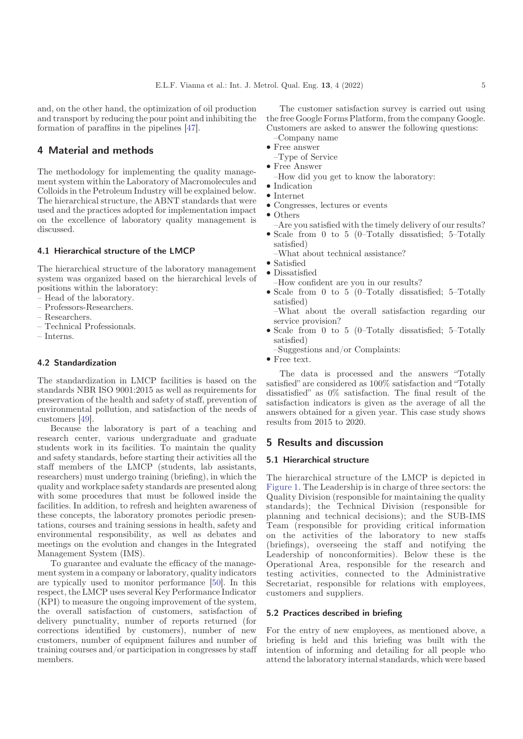and, on the other hand, the optimization of oil production and transport by reducing the pour point and inhibiting the formation of paraffins in the pipelines [47].

## 4 Material and methods

The methodology for implementing the quality management system within the Laboratory of Macromolecules and Colloids in the Petroleum Industry will be explained below. The hierarchical structure, the ABNT standards that were used and the practices adopted for implementation impact on the excellence of laboratory quality management is discussed.

### 4.1 Hierarchical structure of the LMCP

The hierarchical structure of the laboratory management system was organized based on the hierarchical levels of positions within the laboratory:

– Head of the laboratory.
– Professors-Researchers.
– Researchers.
– Technical Professionals.
– Interns.

### 4.2 Standardization

The standardization in LMCP facilities is based on the standards NBR ISO 9001:2015 as well as requirements for preservation of the health and safety of staff, prevention of environmental pollution, and satisfaction of the needs of customers [49].

Because the laboratory is part of a teaching and research center, various undergraduate and graduate students work in its facilities. To maintain the quality and safety standards, before starting their activities all the staff members of the LMCP (students, lab assistants, researchers) must undergo training (briefing), in which the quality and workplace safety standards are presented along with some procedures that must be followed inside the facilities. In addition, to refresh and heighten awareness of these concepts, the laboratory promotes periodic presentations, courses and training sessions in health, safety and environmental responsibility, as well as debates and meetings on the evolution and changes in the Integrated Management System (IMS).

To guarantee and evaluate the efficacy of the management system in a company or laboratory, quality indicators are typically used to monitor performance [50]. In this respect, the LMCP uses several Key Performance Indicator (KPI) to measure the ongoing improvement of the system, the overall satisfaction of customers, satisfaction of delivery punctuality, number of reports returned (for corrections identified by customers), number of new customers, number of equipment failures and number of training courses and/or participation in congresses by staff members.

The customer satisfaction survey is carried out using the free Google Forms Platform, from the company Google. Customers are asked to answer the following questions:

–Company name
- Free answer

–Type of Service
- Free Answer

–How did you get to know the laboratory:
- Indication
- Internet
- Congresses, lectures or events
- Others

–Are you satisfied with the timely delivery of our results?
- Scale from 0 to 5 (0–Totally dissatisfied; 5–Totally satisfied)

–What about technical assistance?
- Satisfied
- Dissatisfied

–How confident are you in our results?
- Scale from 0 to 5 (0–Totally dissatisfied; 5–Totally satisfied)

–What about the overall satisfaction regarding our service provision?
- Scale from 0 to 5 (0–Totally dissatisfied; 5–Totally satisfied)

–Suggestions and/or Complaints:
- Free text.

The data is processed and the answers "Totally satisfied" are considered as 100% satisfaction and "Totally dissatisfied" as 0% satisfaction. The final result of the satisfaction indicators is given as the average of all the answers obtained for a given year. This case study shows results from 2015 to 2020.

## 5 Results and discussion

### 5.1 Hierarchical structure

The hierarchical structure of the LMCP is depicted in Figure 1. The Leadership is in charge of three sectors: the Quality Division (responsible for maintaining the quality standards); the Technical Division (responsible for planning and technical decisions); and the SUB-IMS Team (responsible for providing critical information on the activities of the laboratory to new staffs (briefings), overseeing the staff and notifying the Leadership of nonconformities). Below these is the Operational Area, responsible for the research and testing activities, connected to the Administrative Secretariat, responsible for relations with employees, customers and suppliers.

### 5.2 Practices described in briefing

For the entry of new employees, as mentioned above, a briefing is held and this briefing was built with the intention of informing and detailing for all people who attend the laboratory internal standards, which were based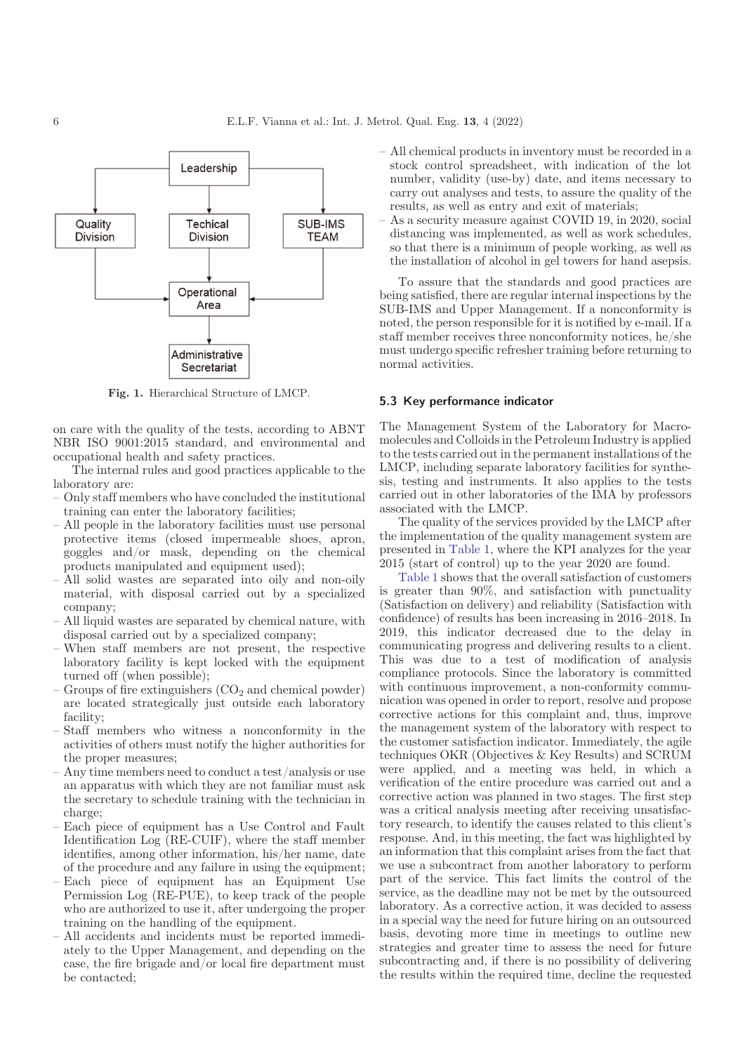Leadership

Quality Division | Techical Division | SUB-IMS TEAM

Operational Area

Administrative Secretariat

Fig. 1. Hierarchical Structure of LMCP.

on care with the quality of the tests, according to ABNT NBR ISO 9001:2015 standard, and environmental and occupational health and safety practices.

The internal rules and good practices applicable to the laboratory are:

- Only staff members who have concluded the institutional training can enter the laboratory facilities;
- All people in the laboratory facilities must use personal protective items (closed impermeable shoes, apron, goggles and/or mask, depending on the chemical products manipulated and equipment used);
- All solid wastes are separated into oily and non-oily material, with disposal carried out by a specialized company;
- All liquid wastes are separated by chemical nature, with disposal carried out by a specialized company;
- When staff members are not present, the respective laboratory facility is kept locked with the equipment turned off (when possible);
- Groups of fire extinguishers ($CO_2$ and chemical powder) are located strategically just outside each laboratory facility;
- Staff members who witness a nonconformity in the activities of others must notify the higher authorities for the proper measures;
- Any time members need to conduct a test/analysis or use an apparatus with which they are not familiar must ask the secretary to schedule training with the technician in charge;
- Each piece of equipment has a Use Control and Fault Identification Log (RE-CUIF), where the staff member identifies, among other information, his/her name, date of the procedure and any failure in using the equipment;
- Each piece of equipment has an Equipment Use Permission Log (RE-PUE), to keep track of the people who are authorized to use it, after undergoing the proper training on the handling of the equipment.
- All accidents and incidents must be reported immediately to the Upper Management, and depending on the case, the fire brigade and/or local fire department must be contacted;
- All chemical products in inventory must be recorded in a stock control spreadsheet, with indication of the lot number, validity (use-by) date, and items necessary to carry out analyses and tests, to assure the quality of the results, as well as entry and exit of materials;
- As a security measure against COVID 19, in 2020, social distancing was implemented, as well as work schedules, so that there is a minimum of people working, as well as the installation of alcohol in gel towers for hand asepsis.

To assure that the standards and good practices are being satisfied, there are regular internal inspections by the SUB-IMS and Upper Management. If a nonconformity is noted, the person responsible for it is notified by e-mail. If a staff member receives three nonconformity notices, he/she must undergo specific refresher training before returning to normal activities.

### 5.3 Key performance indicator

The Management System of the Laboratory for Macromolecules and Colloids in the Petroleum Industry is applied to the tests carried out in the permanent installations of the LMCP, including separate laboratory facilities for synthesis, testing and instruments. It also applies to the tests carried out in other laboratories of the IMA by professors associated with the LMCP.

The quality of the services provided by the LMCP after the implementation of the quality management system are presented in Table 1, where the KPI analyzes for the year 2015 (start of control) up to the year 2020 are found.

Table 1 shows that the overall satisfaction of customers is greater than 90%, and satisfaction with punctuality (Satisfaction on delivery) and reliability (Satisfaction with confidence) of results has been increasing in 2016–2018. In 2019, this indicator decreased due to the delay in communicating progress and delivering results to a client. This was due to a test of modification of analysis compliance protocols. Since the laboratory is committed with continuous improvement, a non-conformity communication was opened in order to report, resolve and propose corrective actions for this complaint and, thus, improve the management system of the laboratory with respect to the customer satisfaction indicator. Immediately, the agile techniques OKR (Objectives & Key Results) and SCRUM were applied, and a meeting was held, in which a verification of the entire procedure was carried out and a corrective action was planned in two stages. The first step was a critical analysis meeting after receiving unsatisfactory research, to identify the causes related to this client's response. And, in this meeting, the fact was highlighted by an information that this complaint arises from the fact that we use a subcontract from another laboratory to perform part of the service. This fact limits the control of the service, as the deadline may not be met by the outsourced laboratory. As a corrective action, it was decided to assess in a special way the need for future hiring on an outsourced basis, devoting more time in meetings to outline new strategies and greater time to assess the need for future subcontracting and, if there is no possibility of delivering the results within the required time, decline the requested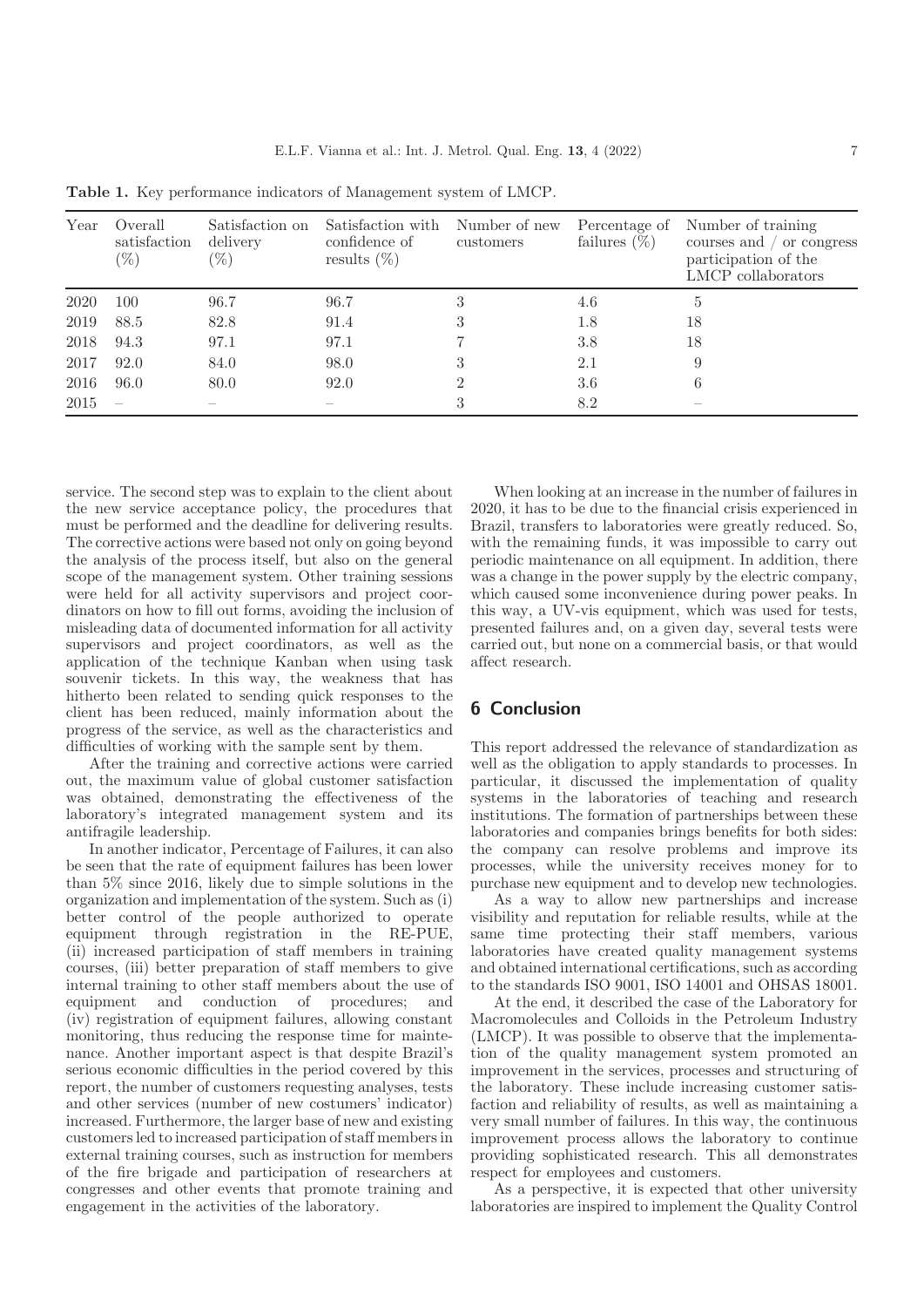**Table 1.** Key performance indicators of Management system of LMCP.

| Year | Overall satisfaction (%) | Satisfaction on delivery (%) | Satisfaction with confidence of results (%) | Number of new customers | Percentage of failures (%) | Number of training courses and / or congress participation of the LMCP collaborators |
|---|---|---|---|---|---|---|
| 2020 | 100 | 96.7 | 96.7 | 3 | 4.6 | 5 |
| 2019 | 88.5 | 82.8 | 91.4 | 3 | 1.8 | 18 |
| 2018 | 94.3 | 97.1 | 97.1 | 7 | 3.8 | 18 |
| 2017 | 92.0 | 84.0 | 98.0 | 3 | 2.1 | 9 |
| 2016 | 96.0 | 80.0 | 92.0 | 2 | 3.6 | 6 |
| 2015 | – | – | – | 3 | 8.2 | – |

service. The second step was to explain to the client about the new service acceptance policy, the procedures that must be performed and the deadline for delivering results. The corrective actions were based not only on going beyond the analysis of the process itself, but also on the general scope of the management system. Other training sessions were held for all activity supervisors and project coordinators on how to fill out forms, avoiding the inclusion of misleading data of documented information for all activity supervisors and project coordinators, as well as the application of the technique Kanban when using task souvenir tickets. In this way, the weakness that has hitherto been related to sending quick responses to the client has been reduced, mainly information about the progress of the service, as well as the characteristics and difficulties of working with the sample sent by them.

After the training and corrective actions were carried out, the maximum value of global customer satisfaction was obtained, demonstrating the effectiveness of the laboratory's integrated management system and its antifragile leadership.

In another indicator, Percentage of Failures, it can also be seen that the rate of equipment failures has been lower than 5% since 2016, likely due to simple solutions in the organization and implementation of the system. Such as (i) better control of the people authorized to operate equipment through registration in the RE-PUE, (ii) increased participation of staff members in training courses, (iii) better preparation of staff members to give internal training to other staff members about the use of equipment and conduction of procedures; and (iv) registration of equipment failures, allowing constant monitoring, thus reducing the response time for maintenance. Another important aspect is that despite Brazil's serious economic difficulties in the period covered by this report, the number of customers requesting analyses, tests and other services (number of new costumers' indicator) increased. Furthermore, the larger base of new and existing customers led to increased participation of staff members in external training courses, such as instruction for members of the fire brigade and participation of researchers at congresses and other events that promote training and engagement in the activities of the laboratory.

When looking at an increase in the number of failures in 2020, it has to be due to the financial crisis experienced in Brazil, transfers to laboratories were greatly reduced. So, with the remaining funds, it was impossible to carry out periodic maintenance on all equipment. In addition, there was a change in the power supply by the electric company, which caused some inconvenience during power peaks. In this way, a UV-vis equipment, which was used for tests, presented failures and, on a given day, several tests were carried out, but none on a commercial basis, or that would affect research.

## 6 Conclusion

This report addressed the relevance of standardization as well as the obligation to apply standards to processes. In particular, it discussed the implementation of quality systems in the laboratories of teaching and research institutions. The formation of partnerships between these laboratories and companies brings benefits for both sides: the company can resolve problems and improve its processes, while the university receives money for to purchase new equipment and to develop new technologies.

As a way to allow new partnerships and increase visibility and reputation for reliable results, while at the same time protecting their staff members, various laboratories have created quality management systems and obtained international certifications, such as according to the standards ISO 9001, ISO 14001 and OHSAS 18001.

At the end, it described the case of the Laboratory for Macromolecules and Colloids in the Petroleum Industry (LMCP). It was possible to observe that the implementation of the quality management system promoted an improvement in the services, processes and structuring of the laboratory. These include increasing customer satisfaction and reliability of results, as well as maintaining a very small number of failures. In this way, the continuous improvement process allows the laboratory to continue providing sophisticated research. This all demonstrates respect for employees and customers.

As a perspective, it is expected that other university laboratories are inspired to implement the Quality Control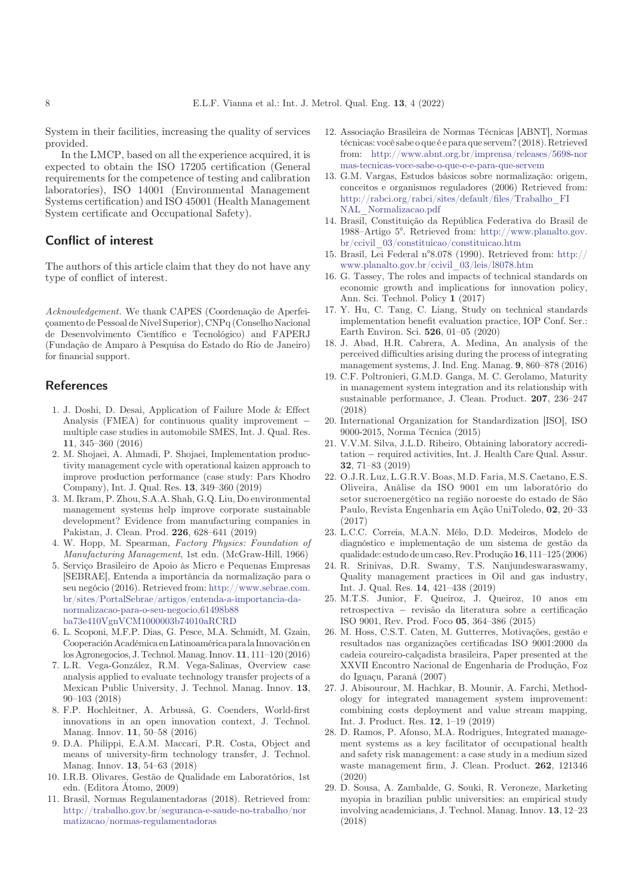System in their facilities, increasing the quality of services provided.

In the LMCP, based on all the experience acquired, it is expected to obtain the ISO 17205 certification (General requirements for the competence of testing and calibration laboratories), ISO 14001 (Environmental Management Systems certification) and ISO 45001 (Health Management System certificate and Occupational Safety).

## Conflict of interest

The authors of this article claim that they do not have any type of conflict of interest.

*Acknowledgement.* We thank CAPES (Coordenação de Aperfeiçoamento de Pessoal de Nível Superior), CNPq (Conselho Nacional de Desenvolvimento Científico e Tecnológico) and FAPERJ (Fundação de Amparo à Pesquisa do Estado do Rio de Janeiro) for financial support.

## References

1. J. Doshi, D. Desai, Application of Failure Mode & Effect Analysis (FMEA) for continuous quality improvement – multiple case studies in automobile SMES, Int. J. Qual. Res. **11**, 345–360 (2016)
2. M. Shojaei, A. Ahmadi, P. Shojaei, Implementation productivity management cycle with operational kaizen approach to improve production performance (case study: Pars Khodro Company), Int. J. Qual. Res. **13**, 349–360 (2019)
3. M. Ikram, P. Zhou, S.A.A. Shah, G.Q. Liu, Do environmental management systems help improve corporate sustainable development? Evidence from manufacturing companies in Pakistan, J. Clean. Prod. **226**, 628–641 (2019)
4. W. Hopp, M. Spearman, *Factory Physics: Foundation of Manufacturing Management*, 1st edn. (McGraw-Hill, 1966)
5. Serviço Brasileiro de Apoio às Micro e Pequenas Empresas [SEBRAE], Entenda a importância da normalização para o seu negócio (2016). Retrieved from: http://www.sebrae.com.br/sites/PortalSebrae/artigos/entenda-a-importancia-da-normalizacao-para-o-seu-negocio,61498b88ba73e410VgnVCM1000003b74010aRCRD
6. L. Scoponi, M.F.P. Dias, G. Pesce, M.A. Schmidt, M. Gzain, Cooperación Académica en Latinoamérica para la Innovación en los Agronegocios, J. Technol. Manag. Innov. **11**, 111–120 (2016)
7. L.R. Vega-González, R.M. Vega-Salinas, Overview case analysis applied to evaluate technology transfer projects of a Mexican Public University, J. Technol. Manag. Innov. **13**, 90–103 (2018)
8. F.P. Hochleitner, A. Arbussà, G. Coenders, World-first innovations in an open innovation context, J. Technol. Manag. Innov. **11**, 50–58 (2016)
9. D.A. Philippi, E.A.M. Maccari, P.R. Costa, Object and means of university-firm technology transfer, J. Technol. Manag. Innov. **13**, 54–63 (2018)
10. I.R.B. Olivares, Gestão de Qualidade em Laboratórios, 1st edn. (Editora Átomo, 2009)
11. Brasil, Normas Regulamentadoras (2018). Retrieved from: http://trabalho.gov.br/seguranca-e-saude-no-trabalho/normatizacao/normas-regulamentadoras
12. Associação Brasileira de Normas Técnicas [ABNT], Normas técnicas: você sabe o que é e para que servem? (2018). Retrieved from: http://www.abnt.org.br/imprensa/releases/5698-normas-tecnicas-voce-sabe-o-que-e-e-para-que-servem
13. G.M. Vargas, Estudos básicos sobre normalização: origem, conceitos e organismos reguladores (2006) Retrieved from: http://rabci.org/rabci/sites/default/files/Trabalho_FINAL_Normalizacao.pdf
14. Brasil, Constituição da República Federativa do Brasil de 1988–Artigo 5°. Retrieved from: http://www.planalto.gov.br/ccivil_03/constituicao/constituicao.htm
15. Brasil, Lei Federal n°8.078 (1990). Retrieved from: http://www.planalto.gov.br/ccivil_03/leis/l8078.htm
16. G. Tassey, The roles and impacts of technical standards on economic growth and implications for innovation policy, Ann. Sci. Technol. Policy **1** (2017)
17. Y. Hu, C. Tang, C. Liang, Study on technical standards implementation benefit evaluation practice, IOP Conf. Ser.: Earth Environ. Sci. **526**, 01–05 (2020)
18. J. Abad, H.R. Cabrera, A. Medina, An analysis of the perceived difficulties arising during the process of integrating management systems, J. Ind. Eng. Manag. **9**, 860–878 (2016)
19. C.F. Poltronieri, G.M.D. Ganga, M. C. Gerolamo, Maturity in management system integration and its relationship with sustainable performance, J. Clean. Product. **207**, 236–247 (2018)
20. International Organization for Standardization [ISO], ISO 9000-2015, Norma Técnica (2015)
21. V.V.M. Silva, J.L.D. Ribeiro, Obtaining laboratory accreditation – required activities, Int. J. Health Care Qual. Assur. **32**, 71–83 (2019)
22. O.J.R. Luz, L.G.R.V. Boas, M.D. Faria, M.S. Caetano, E.S. Oliveira, Análise da ISO 9001 em um laboratório do setor sucroenergético na região noroeste do estado de São Paulo, Revista Engenharia em Ação UniToledo, **02**, 20–33 (2017)
23. L.C.C. Correia, M.A.N. Mélo, D.D. Medeiros, Modelo de diagnóstico e implementação de um sistema de gestão da qualidade: estudo de um caso, Rev. Produção **16**, 111–125 (2006)
24. R. Srinivas, D.R. Swamy, T.S. Nanjundeswaraswamy, Quality management practices in Oil and gas industry, Int. J. Qual. Res. **14**, 421–438 (2019)
25. M.T.S. Junior, F. Queiroz, J. Queiroz, 10 anos em retrospectiva – revisão da literatura sobre a certificação ISO 9001, Rev. Prod. Foco **05**, 364–386 (2015)
26. M. Hoss, C.S.T. Caten, M. Gutterres, Motivações, gestão e resultados nas organizações certificadas ISO 9001:2000 da cadeia coureiro-calçadista brasileira, Paper presented at the XXVII Encontro Nacional de Engenharia de Produção, Foz do Iguaçu, Paraná (2007)
27. J. Abisourour, M. Hachkar, B. Mounir, A. Farchi, Methodology for integrated management system improvement: combining costs deployment and value stream mapping, Int. J. Product. Res. **12**, 1–19 (2019)
28. D. Ramos, P. Afonso, M.A. Rodrigues, Integrated management systems as a key facilitator of occupational health and safety risk management: a case study in a medium sized waste management firm, J. Clean. Product. **262**, 121346 (2020)
29. D. Sousa, A. Zambalde, G. Souki, R. Veroneze, Marketing myopia in brazilian public universities: an empirical study involving academicians, J. Technol. Manag. Innov. **13**, 12–23 (2018)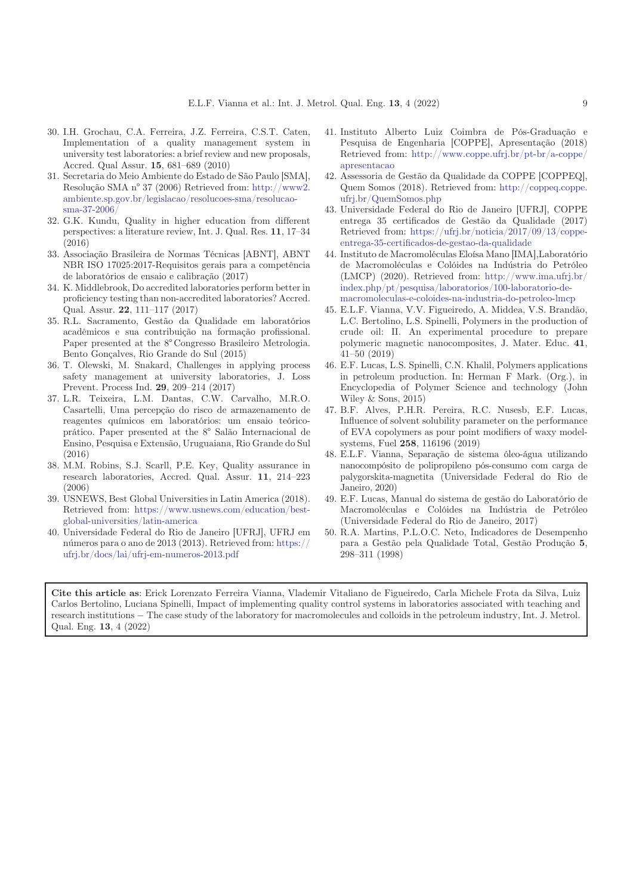30. I.H. Grochau, C.A. Ferreira, J.Z. Ferreira, C.S.T. Caten, Implementation of a quality management system in university test laboratories: a brief review and new proposals, Accred. Qual Assur. **15**, 681–689 (2010)
31. Secretaria do Meio Ambiente do Estado de São Paulo [SMA], Resolução SMA n° 37 (2006) Retrieved from: http://www2.ambiente.sp.gov.br/legislacao/resolucoes-sma/resolucao-sma-37-2006/
32. G.K. Kundu, Quality in higher education from different perspectives: a literature review, Int. J. Qual. Res. **11**, 17–34 (2016)
33. Associação Brasileira de Normas Técnicas [ABNT], ABNT NBR ISO 17025:2017-Requisitos gerais para a competência de laboratórios de ensaio e calibração (2017)
34. K. Middlebrook, Do accredited laboratories perform better in proficiency testing than non-accredited laboratories? Accred. Qual. Assur. **22**, 111–117 (2017)
35. R.L. Sacramento, Gestão da Qualidade em laboratórios acadêmicos e sua contribuição na formação profissional. Paper presented at the 8° Congresso Brasileiro Metrologia. Bento Gonçalves, Rio Grande do Sul (2015)
36. T. Olewski, M. Snakard, Challenges in applying process safety management at university laboratories, J. Loss Prevent. Process Ind. **29**, 209–214 (2017)
37. L.R. Teixeira, L.M. Dantas, C.W. Carvalho, M.R.O. Casartelli, Uma percepção do risco de armazenamento de reagentes químicos em laboratórios: um ensaio teórico-prático. Paper presented at the 8° Salão Internacional de Ensino, Pesquisa e Extensão, Uruguaiana, Rio Grande do Sul (2016)
38. M.M. Robins, S.J. Scarll, P.E. Key, Quality assurance in research laboratories, Accred. Qual. Assur. **11**, 214–223 (2006)
39. USNEWS, Best Global Universities in Latin America (2018). Retrieved from: https://www.usnews.com/education/best-global-universities/latin-america
40. Universidade Federal do Rio de Janeiro [UFRJ], UFRJ em números para o ano de 2013 (2013). Retrieved from: https://ufrj.br/docs/lai/ufrj-em-numeros-2013.pdf
41. Instituto Alberto Luiz Coimbra de Pós-Graduação e Pesquisa de Engenharia [COPPE], Apresentação (2018) Retrieved from: http://www.coppe.ufrj.br/pt-br/a-coppe/apresentacao
42. Assessoria de Gestão da Qualidade da COPPE [COPPEQ], Quem Somos (2018). Retrieved from: http://coppeq.coppe.ufrj.br/QuemSomos.php
43. Universidade Federal do Rio de Janeiro [UFRJ], COPPE entrega 35 certificados de Gestão da Qualidade (2017) Retrieved from: https://ufrj.br/noticia/2017/09/13/coppe-entrega-35-certificados-de-gestao-da-qualidade
44. Instituto de Macromoléculas Eloísa Mano [IMA],Laboratório de Macromoléculas e Colóides na Indústria do Petróleo (LMCP) (2020). Retrieved from: http://www.ima.ufrj.br/index.php/pt/pesquisa/laboratorios/100-laboratorio-de-macromoleculas-e-coloides-na-industria-do-petroleo-lmcp
45. E.L.F. Vianna, V.V. Figueiredo, A. Middea, V.S. Brandão, L.C. Bertolino, L.S. Spinelli, Polymers in the production of crude oil: II. An experimental procedure to prepare polymeric magnetic nanocomposites, J. Mater. Educ. **41**, 41–50 (2019)
46. E.F. Lucas, L.S. Spinelli, C.N. Khalil, Polymers applications in petroleum production. In: Herman F Mark. (Org.), in Encyclopedia of Polymer Science and technology (John Wiley & Sons, 2015)
47. B.F. Alves, P.H.R. Pereira, R.C. Nusesb, E.F. Lucas, Influence of solvent solubility parameter on the performance of EVA copolymers as pour point modifiers of waxy model-systems, Fuel **258**, 116196 (2019)
48. E.L.F. Vianna, Separação de sistema óleo-água utilizando nanocompósito de polipropileno pós-consumo com carga de palygorskita-magnetita (Universidade Federal do Rio de Janeiro, 2020)
49. E.F. Lucas, Manual do sistema de gestão do Laboratório de Macromoléculas e Colóides na Indústria de Petróleo (Universidade Federal do Rio de Janeiro, 2017)
50. R.A. Martins, P.L.O.C. Neto, Indicadores de Desempenho para a Gestão pela Qualidade Total, Gestão Produção **5**, 298–311 (1998)

**Cite this article as**: Erick Lorenzato Ferreira Vianna, Vlademir Vitaliano de Figueiredo, Carla Michele Frota da Silva, Luiz Carlos Bertolino, Luciana Spinelli, Impact of implementing quality control systems in laboratories associated with teaching and research institutions – The case study of the laboratory for macromolecules and colloids in the petroleum industry, Int. J. Metrol. Qual. Eng. **13**, 4 (2022)